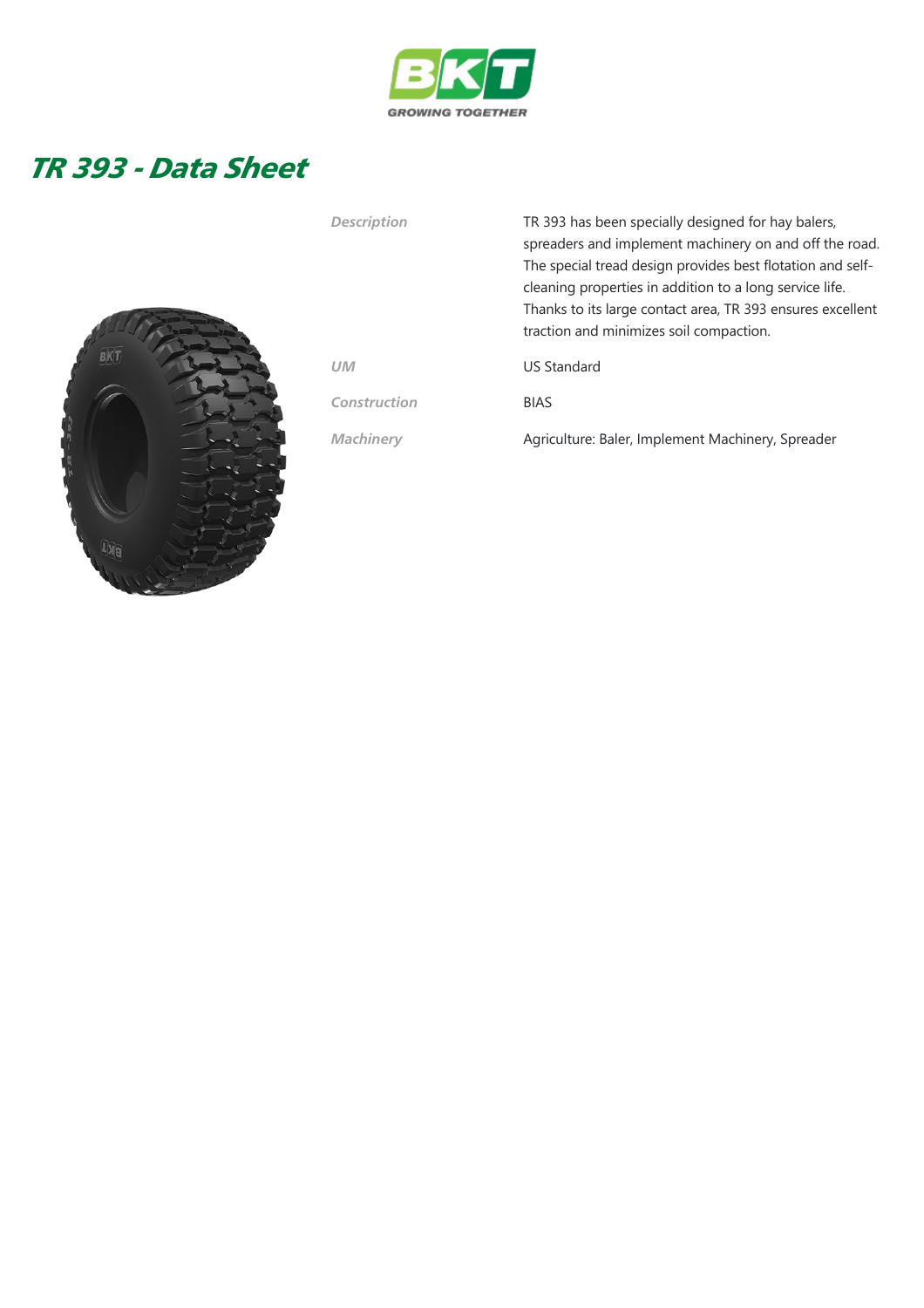# TR 393 - Data Sheet

| | |
|---|---|
| *Description* | TR 393 has been specially designed for hay balers, spreaders and implement machinery on and off the road. The special tread design provides best flotation and self-cleaning properties in addition to a long service life. Thanks to its large contact area, TR 393 ensures excellent traction and minimizes soil compaction. |
| *UM* | US Standard |
| *Construction* | BIAS |
| *Machinery* | Agriculture: Baler, Implement Machinery, Spreader |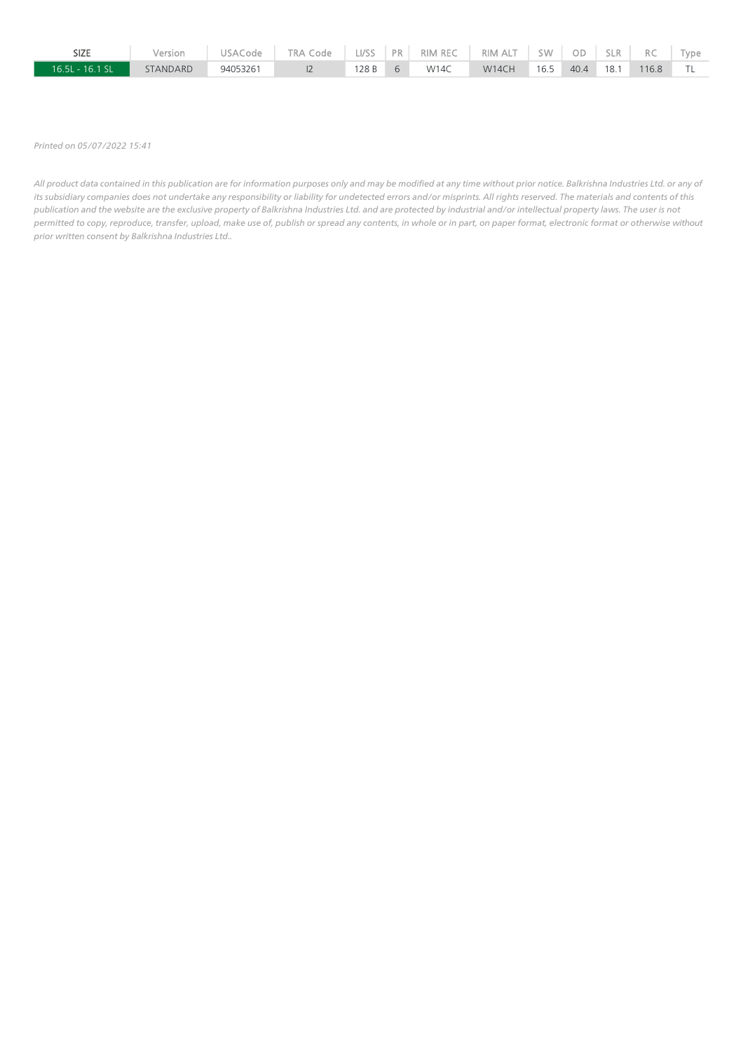| SIZE | Version | USACode | TRA Code | LI/SS | PR | RIM REC | RIM ALT | SW | OD | SLR | RC | Type |
|---|---|---|---|---|---|---|---|---|---|---|---|---|
| 16.5L - 16.1 SL | STANDARD | 94053261 | I2 | 128 B | 6 | W14C | W14CH | 16.5 | 40.4 | 18.1 | 116.8 | TL |

*Printed on 05/07/2022 15:41*

*All product data contained in this publication are for information purposes only and may be modified at any time without prior notice. Balkrishna Industries Ltd. or any of its subsidiary companies does not undertake any responsibility or liability for undetected errors and/or misprints. All rights reserved. The materials and contents of this publication and the website are the exclusive property of Balkrishna Industries Ltd. and are protected by industrial and/or intellectual property laws. The user is not permitted to copy, reproduce, transfer, upload, make use of, publish or spread any contents, in whole or in part, on paper format, electronic format or otherwise without prior written consent by Balkrishna Industries Ltd..*